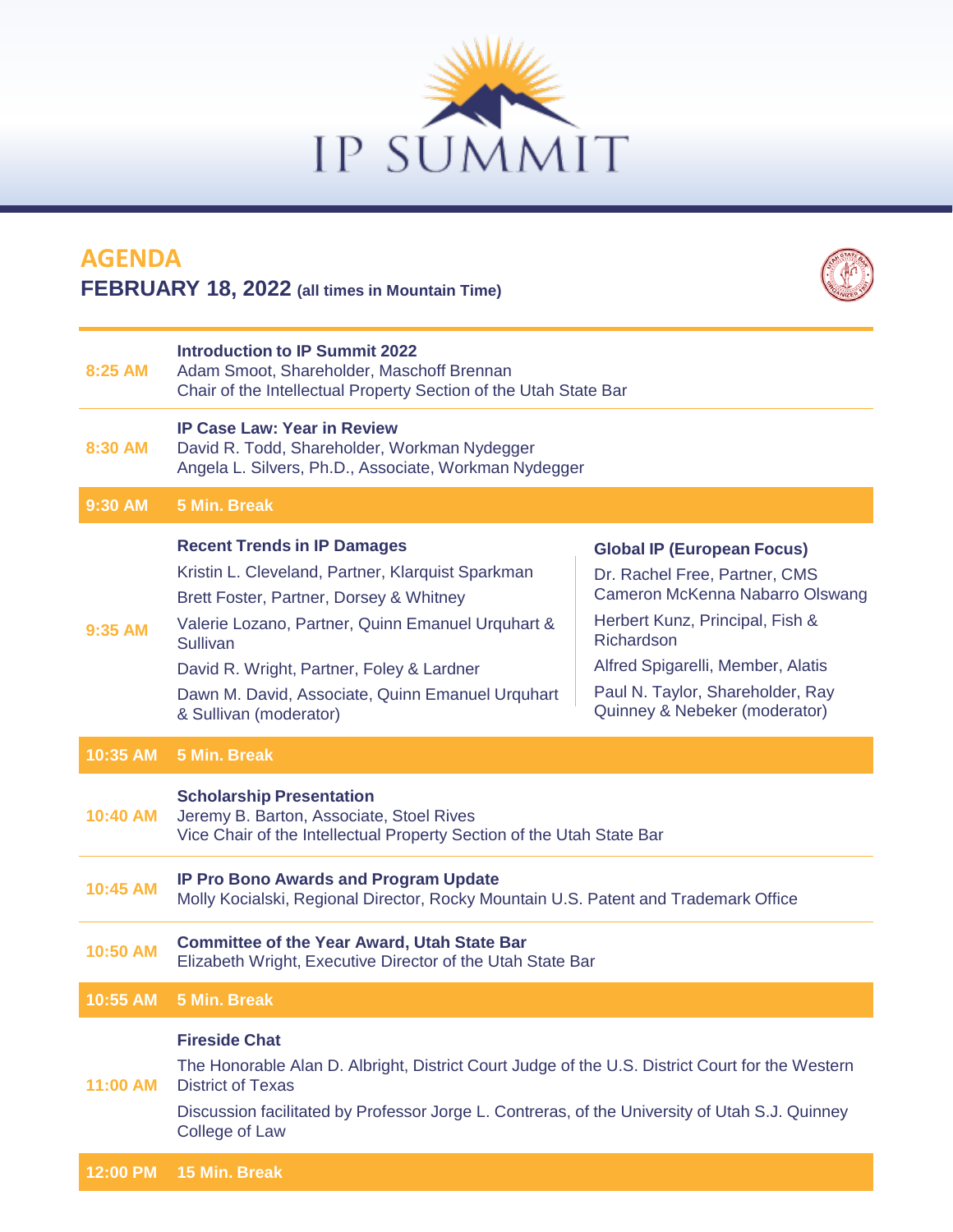# IP SUMMIT

## AGENDA

**FEBRUARY 18, 2022** **(all times in Mountain Time)**

| Time | Session |
|---|---|
| 8:25 AM | **Introduction to IP Summit 2022**<br>Adam Smoot, Shareholder, Maschoff Brennan<br>Chair of the Intellectual Property Section of the Utah State Bar |
| 8:30 AM | **IP Case Law: Year in Review**<br>David R. Todd, Shareholder, Workman Nydegger<br>Angela L. Silvers, Ph.D., Associate, Workman Nydegger |
| **9:30 AM** | **5 Min. Break** |
| 9:35 AM | **Recent Trends in IP Damages**<br>Kristin L. Cleveland, Partner, Klarquist Sparkman<br>Brett Foster, Partner, Dorsey & Whitney<br>Valerie Lozano, Partner, Quinn Emanuel Urquhart & Sullivan<br>David R. Wright, Partner, Foley & Lardner<br>Dawn M. David, Associate, Quinn Emanuel Urquhart & Sullivan (moderator)<br><br>**Global IP (European Focus)**<br>Dr. Rachel Free, Partner, CMS Cameron McKenna Nabarro Olswang<br>Herbert Kunz, Principal, Fish & Richardson<br>Alfred Spigarelli, Member, Alatis<br>Paul N. Taylor, Shareholder, Ray Quinney & Nebeker (moderator) |
| **10:35 AM** | **5 Min. Break** |
| 10:40 AM | **Scholarship Presentation**<br>Jeremy B. Barton, Associate, Stoel Rives<br>Vice Chair of the Intellectual Property Section of the Utah State Bar |
| 10:45 AM | **IP Pro Bono Awards and Program Update**<br>Molly Kocialski, Regional Director, Rocky Mountain U.S. Patent and Trademark Office |
| 10:50 AM | **Committee of the Year Award, Utah State Bar**<br>Elizabeth Wright, Executive Director of the Utah State Bar |
| **10:55 AM** | **5 Min. Break** |
| 11:00 AM | **Fireside Chat**<br>The Honorable Alan D. Albright, District Court Judge of the U.S. District Court for the Western District of Texas<br>Discussion facilitated by Professor Jorge L. Contreras, of the University of Utah S.J. Quinney College of Law |
| **12:00 PM** | **15 Min. Break** |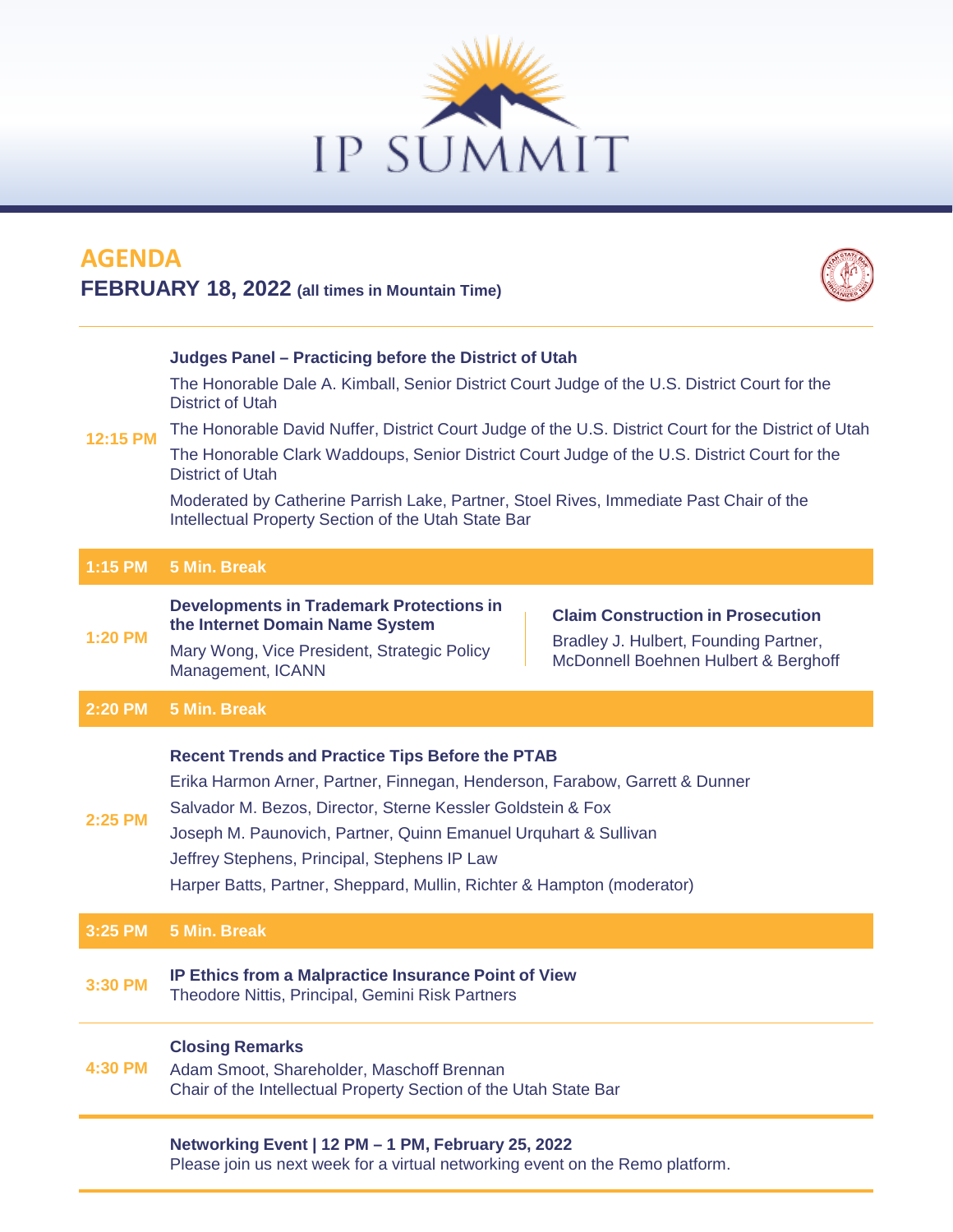# IP SUMMIT

## AGENDA

**FEBRUARY 18, 2022** **(all times in Mountain Time)**

---

**12:15 PM**

**Judges Panel – Practicing before the District of Utah**

The Honorable Dale A. Kimball, Senior District Court Judge of the U.S. District Court for the District of Utah

The Honorable David Nuffer, District Court Judge of the U.S. District Court for the District of Utah

The Honorable Clark Waddoups, Senior District Court Judge of the U.S. District Court for the District of Utah

Moderated by Catherine Parrish Lake, Partner, Stoel Rives, Immediate Past Chair of the Intellectual Property Section of the Utah State Bar

**1:15 PM 5 Min. Break**

**1:20 PM**

**Developments in Trademark Protections in the Internet Domain Name System**

Mary Wong, Vice President, Strategic Policy Management, ICANN

**Claim Construction in Prosecution**

Bradley J. Hulbert, Founding Partner, McDonnell Boehnen Hulbert & Berghoff

**2:20 PM 5 Min. Break**

**2:25 PM**

**Recent Trends and Practice Tips Before the PTAB**

Erika Harmon Arner, Partner, Finnegan, Henderson, Farabow, Garrett & Dunner

Salvador M. Bezos, Director, Sterne Kessler Goldstein & Fox

Joseph M. Paunovich, Partner, Quinn Emanuel Urquhart & Sullivan

Jeffrey Stephens, Principal, Stephens IP Law

Harper Batts, Partner, Sheppard, Mullin, Richter & Hampton (moderator)

**3:25 PM 5 Min. Break**

**3:30 PM**

**IP Ethics from a Malpractice Insurance Point of View**
Theodore Nittis, Principal, Gemini Risk Partners

---

**4:30 PM**

**Closing Remarks**
Adam Smoot, Shareholder, Maschoff Brennan
Chair of the Intellectual Property Section of the Utah State Bar

---

**Networking Event | 12 PM – 1 PM, February 25, 2022**
Please join us next week for a virtual networking event on the Remo platform.